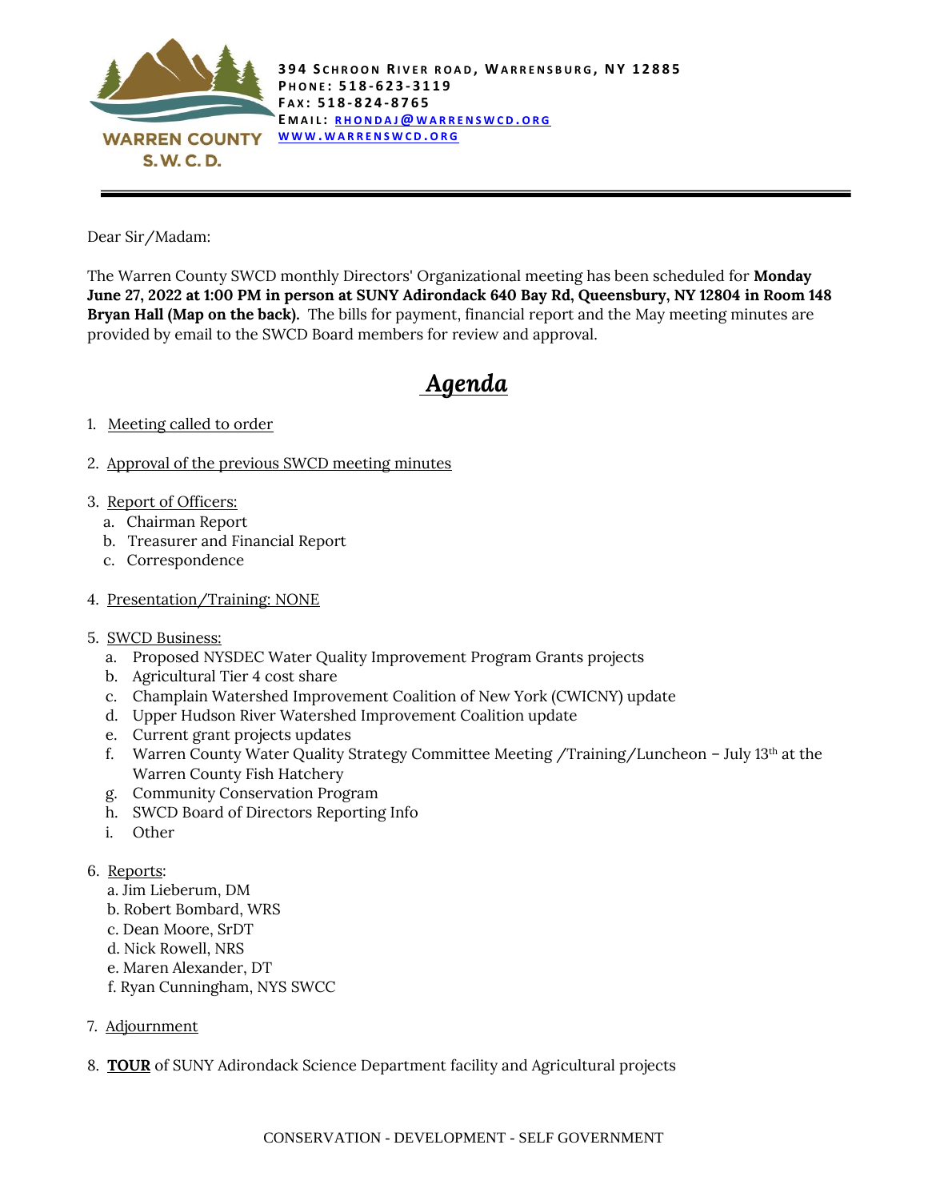WARREN COUNTY
S.W.C.D.

**394 Schroon River Road, Warrensburg, NY 12885**
**Phone: 518-623-3119**
**Fax: 518-824-8765**
**Email: rhondaj@warrenswcd.org**
**www.warrenswcd.org**

---

Dear Sir/Madam:

The Warren County SWCD monthly Directors' Organizational meeting has been scheduled for **Monday June 27, 2022 at 1:00 PM in person at SUNY Adirondack 640 Bay Rd, Queensbury, NY 12804 in Room 148 Bryan Hall (Map on the back).** The bills for payment, financial report and the May meeting minutes are provided by email to the SWCD Board members for review and approval.

# *Agenda*

1. Meeting called to order

2. Approval of the previous SWCD meeting minutes

3. Report of Officers:
   a. Chairman Report
   b. Treasurer and Financial Report
   c. Correspondence

4. Presentation/Training: NONE

5. SWCD Business:
   a. Proposed NYSDEC Water Quality Improvement Program Grants projects
   b. Agricultural Tier 4 cost share
   c. Champlain Watershed Improvement Coalition of New York (CWICNY) update
   d. Upper Hudson River Watershed Improvement Coalition update
   e. Current grant projects updates
   f. Warren County Water Quality Strategy Committee Meeting /Training/Luncheon – July 13th at the Warren County Fish Hatchery
   g. Community Conservation Program
   h. SWCD Board of Directors Reporting Info
   i. Other

6. Reports:
   a. Jim Lieberum, DM
   b. Robert Bombard, WRS
   c. Dean Moore, SrDT
   d. Nick Rowell, NRS
   e. Maren Alexander, DT
   f. Ryan Cunningham, NYS SWCC

7. Adjournment

8. **TOUR** of SUNY Adirondack Science Department facility and Agricultural projects

CONSERVATION - DEVELOPMENT - SELF GOVERNMENT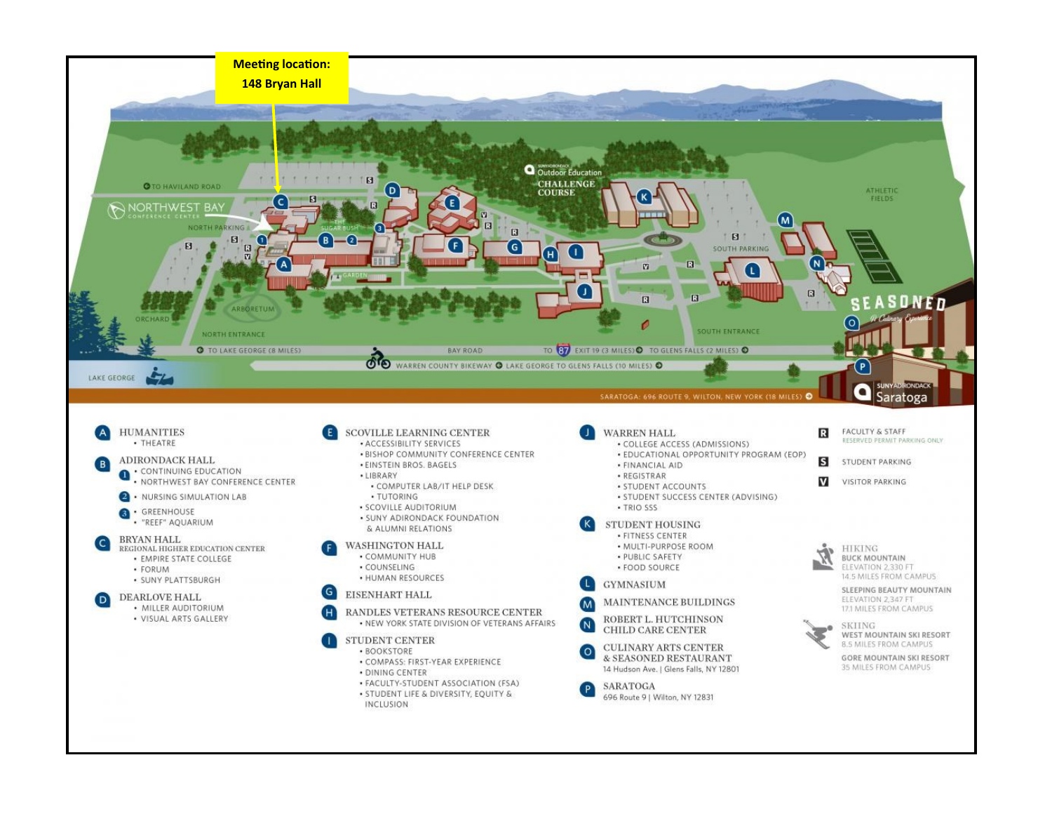**Meeting location: 148 Bryan Hall**

TO HAVILAND ROAD

NORTHWEST BAY CONFERENCE CENTER

NORTH PARKING

THE SUGAR BUSH

GARDEN

ARBORETUM

ORCHARD

NORTH ENTRANCE

Outdoor Education CHALLENGE COURSE

SOUTH PARKING

SOUTH ENTRANCE

ATHLETIC FIELDS

SEASONED A Culinary Experience

TO LAKE GEORGE (8 MILES)

BAY ROAD

TO 87 EXIT 19 (3 MILES)

TO GLENS FALLS (2 MILES)

LAKE GEORGE

WARREN COUNTY BIKEWAY LAKE GEORGE TO GLENS FALLS (10 MILES)

SARATOGA: 696 ROUTE 9, WILTON, NEW YORK (18 MILES)

SUNY ADIRONDACK Saratoga

**A** HUMANITIES
- THEATRE

**B** ADIRONDACK HALL
1. CONTINUING EDUCATION
   - NORTHWEST BAY CONFERENCE CENTER
2. NURSING SIMULATION LAB
3. GREENHOUSE
   - "REEF" AQUARIUM

**C** BRYAN HALL
REGIONAL HIGHER EDUCATION CENTER
- EMPIRE STATE COLLEGE
- FORUM
- SUNY PLATTSBURGH

**D** DEARLOVE HALL
- MILLER AUDITORIUM
- VISUAL ARTS GALLERY

**E** SCOVILLE LEARNING CENTER
- ACCESSIBILITY SERVICES
- BISHOP COMMUNITY CONFERENCE CENTER
- EINSTEIN BROS. BAGELS
- LIBRARY
  - COMPUTER LAB/IT HELP DESK
  - TUTORING
- SCOVILLE AUDITORIUM
- SUNY ADIRONDACK FOUNDATION & ALUMNI RELATIONS

**F** WASHINGTON HALL
- COMMUNITY HUB
- COUNSELING
- HUMAN RESOURCES

**G** EISENHART HALL

**H** RANDLES VETERANS RESOURCE CENTER
- NEW YORK STATE DIVISION OF VETERANS AFFAIRS

**I** STUDENT CENTER
- BOOKSTORE
- COMPASS: FIRST-YEAR EXPERIENCE
- DINING CENTER
- FACULTY-STUDENT ASSOCIATION (FSA)
- STUDENT LIFE & DIVERSITY, EQUITY & INCLUSION

**J** WARREN HALL
- COLLEGE ACCESS (ADMISSIONS)
- EDUCATIONAL OPPORTUNITY PROGRAM (EOP)
- FINANCIAL AID
- REGISTRAR
- STUDENT ACCOUNTS
- STUDENT SUCCESS CENTER (ADVISING)
- TRIO SSS

**K** STUDENT HOUSING
- FITNESS CENTER
- MULTI-PURPOSE ROOM
- PUBLIC SAFETY
- FOOD SOURCE

**L** GYMNASIUM

**M** MAINTENANCE BUILDINGS

**N** ROBERT L. HUTCHINSON CHILD CARE CENTER

**O** CULINARY ARTS CENTER & SEASONED RESTAURANT
14 Hudson Ave. | Glens Falls, NY 12801

**P** SARATOGA
696 Route 9 | Wilton, NY 12831

**R** FACULTY & STAFF
RESERVED PERMIT PARKING ONLY

**S** STUDENT PARKING

**V** VISITOR PARKING

HIKING
BUCK MOUNTAIN
ELEVATION 2,330 FT
14.5 MILES FROM CAMPUS

SLEEPING BEAUTY MOUNTAIN
ELEVATION 2,347 FT
17.1 MILES FROM CAMPUS

SKIING
WEST MOUNTAIN SKI RESORT
8.5 MILES FROM CAMPUS

GORE MOUNTAIN SKI RESORT
35 MILES FROM CAMPUS